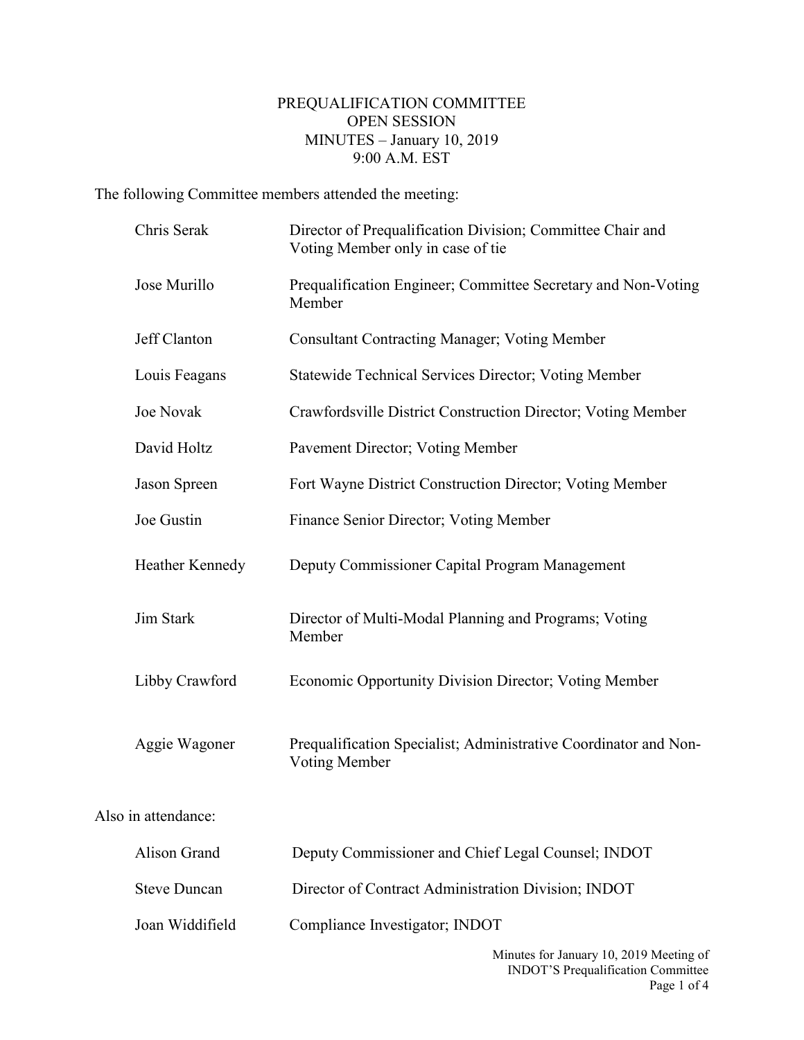# PREQUALIFICATION COMMITTEE
## OPEN SESSION
## MINUTES – January 10, 2019
## 9:00 A.M. EST

The following Committee members attended the meeting:

| | |
|---|---|
| Chris Serak | Director of Prequalification Division; Committee Chair and Voting Member only in case of tie |
| Jose Murillo | Prequalification Engineer; Committee Secretary and Non-Voting Member |
| Jeff Clanton | Consultant Contracting Manager; Voting Member |
| Louis Feagans | Statewide Technical Services Director; Voting Member |
| Joe Novak | Crawfordsville District Construction Director; Voting Member |
| David Holtz | Pavement Director; Voting Member |
| Jason Spreen | Fort Wayne District Construction Director; Voting Member |
| Joe Gustin | Finance Senior Director; Voting Member |
| Heather Kennedy | Deputy Commissioner Capital Program Management |
| Jim Stark | Director of Multi-Modal Planning and Programs; Voting Member |
| Libby Crawford | Economic Opportunity Division Director; Voting Member |
| Aggie Wagoner | Prequalification Specialist; Administrative Coordinator and Non-Voting Member |

Also in attendance:

| | |
|---|---|
| Alison Grand | Deputy Commissioner and Chief Legal Counsel; INDOT |
| Steve Duncan | Director of Contract Administration Division; INDOT |
| Joan Widdifield | Compliance Investigator; INDOT |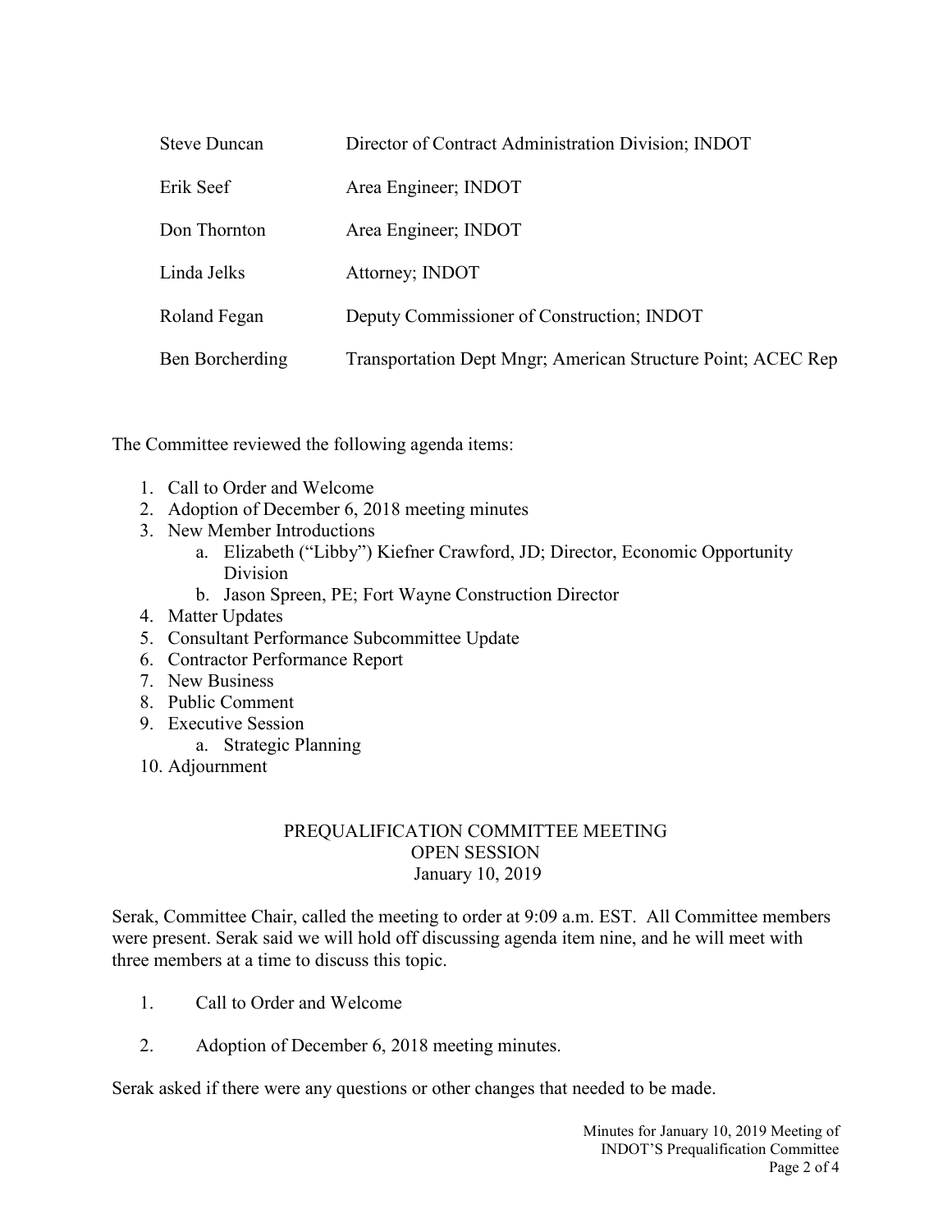| | |
|---|---|
| Steve Duncan | Director of Contract Administration Division; INDOT |
| Erik Seef | Area Engineer; INDOT |
| Don Thornton | Area Engineer; INDOT |
| Linda Jelks | Attorney; INDOT |
| Roland Fegan | Deputy Commissioner of Construction; INDOT |
| Ben Borcherding | Transportation Dept Mngr; American Structure Point; ACEC Rep |

The Committee reviewed the following agenda items:

1. Call to Order and Welcome
2. Adoption of December 6, 2018 meeting minutes
3. New Member Introductions
   a. Elizabeth ("Libby") Kiefner Crawford, JD; Director, Economic Opportunity Division
   b. Jason Spreen, PE; Fort Wayne Construction Director
4. Matter Updates
5. Consultant Performance Subcommittee Update
6. Contractor Performance Report
7. New Business
8. Public Comment
9. Executive Session
   a. Strategic Planning
10. Adjournment

PREQUALIFICATION COMMITTEE MEETING
OPEN SESSION
January 10, 2019

Serak, Committee Chair, called the meeting to order at 9:09 a.m. EST. All Committee members were present. Serak said we will hold off discussing agenda item nine, and he will meet with three members at a time to discuss this topic.

1. Call to Order and Welcome

2. Adoption of December 6, 2018 meeting minutes.

Serak asked if there were any questions or other changes that needed to be made.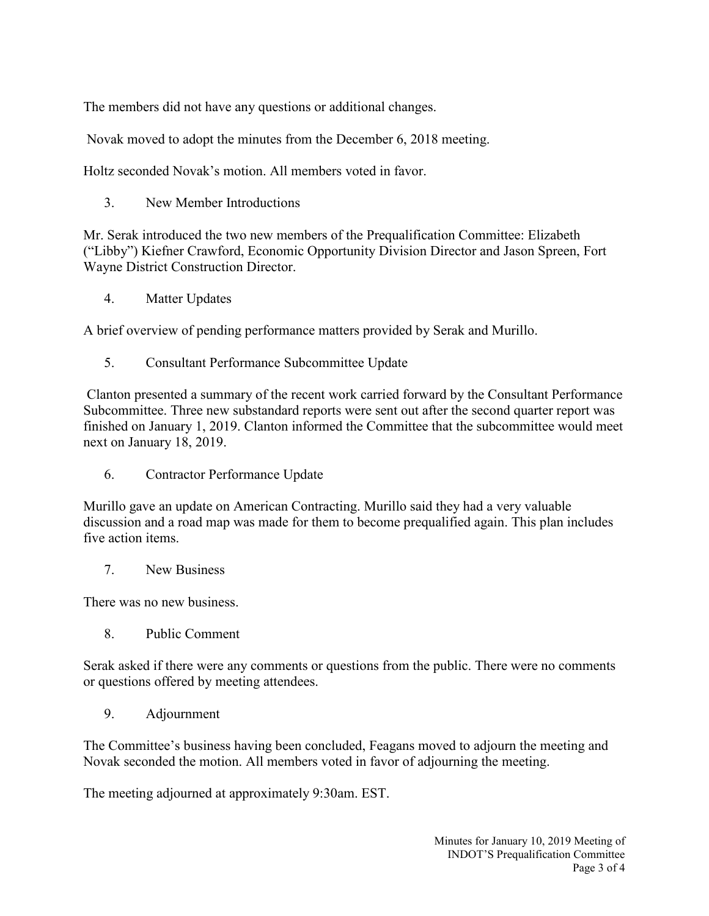The members did not have any questions or additional changes.

Novak moved to adopt the minutes from the December 6, 2018 meeting.

Holtz seconded Novak's motion. All members voted in favor.

3. New Member Introductions

Mr. Serak introduced the two new members of the Prequalification Committee: Elizabeth ("Libby") Kiefner Crawford, Economic Opportunity Division Director and Jason Spreen, Fort Wayne District Construction Director.

4. Matter Updates

A brief overview of pending performance matters provided by Serak and Murillo.

5. Consultant Performance Subcommittee Update

Clanton presented a summary of the recent work carried forward by the Consultant Performance Subcommittee. Three new substandard reports were sent out after the second quarter report was finished on January 1, 2019. Clanton informed the Committee that the subcommittee would meet next on January 18, 2019.

6. Contractor Performance Update

Murillo gave an update on American Contracting. Murillo said they had a very valuable discussion and a road map was made for them to become prequalified again. This plan includes five action items.

7. New Business

There was no new business.

8. Public Comment

Serak asked if there were any comments or questions from the public. There were no comments or questions offered by meeting attendees.

9. Adjournment

The Committee's business having been concluded, Feagans moved to adjourn the meeting and Novak seconded the motion. All members voted in favor of adjourning the meeting.

The meeting adjourned at approximately 9:30am. EST.